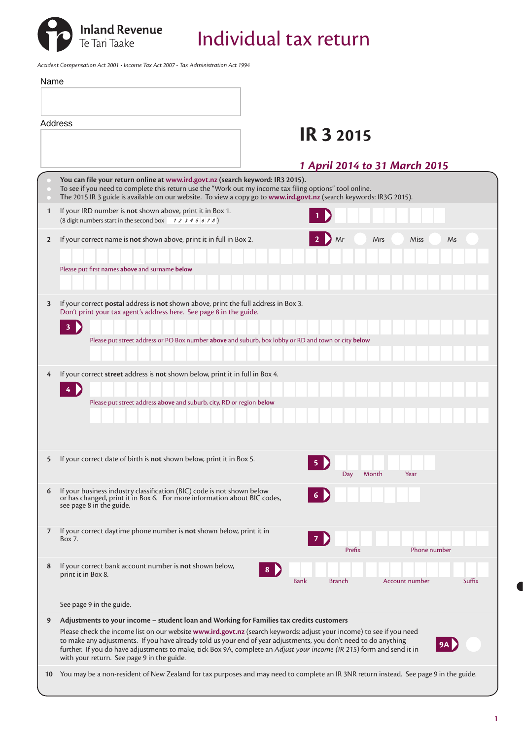Inland Revenue
Te Tari Taake

# Individual tax return

*Accident Compensation Act 2001 • Income Tax Act 2007 • Tax Administration Act 1994*

Name

Address

## IR 3 2015

***1 April 2014 to 31 March 2015***

- **You can file your return online at www.ird.govt.nz (search keyword: IR3 2015).**
- To see if you need to complete this return use the "Work out my income tax filing options" tool online.
- The 2015 IR 3 guide is available on our website. To view a copy go to **www.ird.govt.nz** (search keywords: IR3G 2015).

**1** If your IRD number is **not** shown above, print it in Box 1.
(8 digit numbers start in the second box 12345678)

**1**

**2** If your correct name is **not** shown above, print it in full in Box 2.

**2** Mr Mrs Miss Ms

Please put first names **above** and surname **below**

**3** If your correct **postal** address is **not** shown above, print the full address in Box 3.
Don't print your tax agent's address here. See page 8 in the guide.

**3**

Please put street address or PO Box number **above** and suburb, box lobby or RD and town or city **below**

**4** If your correct **street** address is **not** shown below, print it in full in Box 4.

**4**

Please put street address **above** and suburb, city, RD or region **below**

**5** If your correct date of birth is **not** shown below, print it in Box 5.

**5** Day Month Year

**6** If your business industry classification (BIC) code is not shown below or has changed, print it in Box 6. For more information about BIC codes, see page 8 in the guide.

**6**

**7** If your correct daytime phone number is **not** shown below, print it in Box 7.

**7** Prefix Phone number

**8** If your correct bank account number is **not** shown below, print it in Box 8.

**8** Bank Branch Account number Suffix

See page 9 in the guide.

**9** **Adjustments to your income – student loan and Working for Families tax credits customers**

Please check the income list on our website **www.ird.govt.nz** (search keywords: adjust your income) to see if you need to make any adjustments. If you have already told us your end of year adjustments, you don't need to do anything further. If you do have adjustments to make, tick Box 9A, complete an *Adjust your income (IR 215)* form and send it in with your return. See page 9 in the guide.

**9A**

**10** You may be a non-resident of New Zealand for tax purposes and may need to complete an IR 3NR return instead. See page 9 in the guide.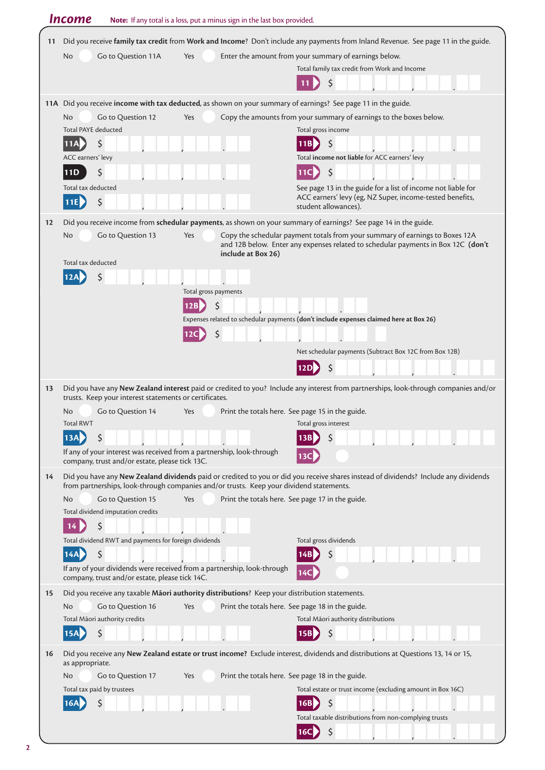## Income

**Note:** If any total is a loss, put a minus sign in the last box provided.

**11** Did you receive **family tax credit** from **Work and Income**? Don't include any payments from Inland Revenue. See page 11 in the guide.

No ○ Go to Question 11A    Yes ○ Enter the amount from your summary of earnings below.

Total family tax credit from Work and Income

**11** $ \_\_\_,\_\_\_,\_\_\_.\_\_

**11A** Did you receive **income with tax deducted**, as shown on your summary of earnings? See page 11 in the guide.

No ○ Go to Question 12    Yes ○ Copy the amounts from your summary of earnings to the boxes below.

Total PAYE deducted

**11A** $ \_\_\_,\_\_\_,\_\_\_.\_\_

Total gross income

**11B** $ \_\_\_,\_\_\_,\_\_\_.\_\_

ACC earners' levy

**11D** $ \_\_\_,\_\_\_,\_\_\_.\_\_

Total **income not liable** for ACC earners' levy

**11C** $ \_\_\_,\_\_\_,\_\_\_.\_\_

Total tax deducted

**11E** $ \_\_\_,\_\_\_,\_\_\_.\_\_

See page 13 in the guide for a list of income not liable for ACC earners' levy (eg, NZ Super, income-tested benefits, student allowances).

**12** Did you receive income from **schedular payments**, as shown on your summary of earnings? See page 14 in the guide.

No ○ Go to Question 13    Yes ○ Copy the schedular payment totals from your summary of earnings to Boxes 12A and 12B below. Enter any expenses related to schedular payments in Box 12C **(don't include at Box 26)**

Total tax deducted

**12A** $ \_\_\_,\_\_\_,\_\_\_.\_\_

Total gross payments

**12B** $ \_\_\_,\_\_\_,\_\_\_.\_\_

Expenses related to schedular payments **(don't include expenses claimed here at Box 26)**

**12C** $ \_\_\_,\_\_\_,\_\_\_.\_\_

Net schedular payments (Subtract Box 12C from Box 12B)

**12D** $ \_\_\_,\_\_\_,\_\_\_.\_\_

**13** Did you have any **New Zealand interest** paid or credited to you? Include any interest from partnerships, look-through companies and/or trusts. Keep your interest statements or certificates.

No ○ Go to Question 14    Yes ○ Print the totals here. See page 15 in the guide.

Total RWT

**13A** $ \_\_\_,\_\_\_,\_\_\_.\_\_

Total gross interest

**13B** $ \_\_\_,\_\_\_,\_\_\_.\_\_

If any of your interest was received from a partnership, look-through company, trust and/or estate, please tick 13C.

**13C** ○

**14** Did you have any **New Zealand dividends** paid or credited to you or did you receive shares instead of dividends? Include any dividends from partnerships, look-through companies and/or trusts. Keep your dividend statements.

No ○ Go to Question 15    Yes ○ Print the totals here. See page 17 in the guide.

Total dividend imputation credits

**14** $ \_\_\_,\_\_\_,\_\_\_.\_\_

Total dividend RWT and payments for foreign dividends

**14A** $ \_\_\_,\_\_\_,\_\_\_.\_\_

Total gross dividends

**14B** $ \_\_\_,\_\_\_,\_\_\_.\_\_

If any of your dividends were received from a partnership, look-through company, trust and/or estate, please tick 14C.

**14C** ○

**15** Did you receive any taxable **Māori authority distributions**? Keep your distribution statements.

No ○ Go to Question 16    Yes ○ Print the totals here. See page 18 in the guide.

Total Māori authority credits

**15A** $ \_\_\_,\_\_\_,\_\_\_.\_\_

Total Māori authority distributions

**15B** $ \_\_\_,\_\_\_,\_\_\_.\_\_

**16** Did you receive any **New Zealand estate or trust income?** Exclude interest, dividends and distributions at Questions 13, 14 or 15, as appropriate.

No ○ Go to Question 17    Yes ○ Print the totals here. See page 18 in the guide.

Total tax paid by trustees

**16A** $ \_\_\_,\_\_\_,\_\_\_.\_\_

Total estate or trust income (excluding amount in Box 16C)

**16B** $ \_\_\_,\_\_\_,\_\_\_.\_\_

Total taxable distributions from non-complying trusts

**16C** $ \_\_\_,\_\_\_,\_\_\_.\_\_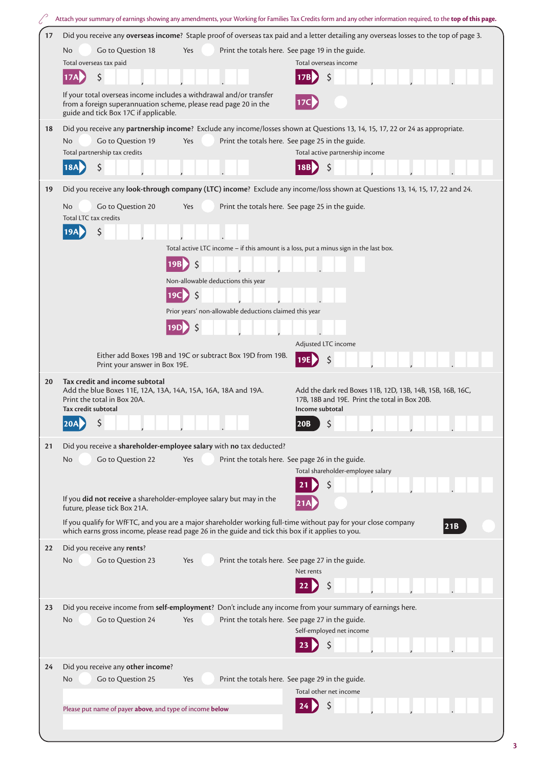Attach your summary of earnings showing any amendments, your Working for Families Tax Credits form and any other information required, to the **top of this page.**

**17** Did you receive any **overseas income**? Staple proof of overseas tax paid and a letter detailing any overseas losses to the top of page 3.

No ◯ Go to Question 18 Yes ◯ Print the totals here. See page 19 in the guide.

Total overseas tax paid

**17A** $ ___ , ___ , ___ . ___

Total overseas income

**17B** $ ___ , ___ , ___ . ___

If your total overseas income includes a withdrawal and/or transfer from a foreign superannuation scheme, please read page 20 in the guide and tick Box 17C if applicable.

**17C** ◯

**18** Did you receive any **partnership income**? Exclude any income/losses shown at Questions 13, 14, 15, 17, 22 or 24 as appropriate.

No ◯ Go to Question 19 Yes ◯ Print the totals here. See page 25 in the guide.

Total partnership tax credits

**18A** $ ___ , ___ , ___ . ___

Total active partnership income

**18B** $ ___ , ___ , ___ . ___

**19** Did you receive any **look-through company (LTC) income**? Exclude any income/loss shown at Questions 13, 14, 15, 17, 22 and 24.

No ◯ Go to Question 20 Yes ◯ Print the totals here. See page 25 in the guide.

Total LTC tax credits

**19A** $ ___ , ___ , ___ . ___

Total active LTC income – if this amount is a loss, put a minus sign in the last box.

**19B** $ ___ , ___ , ___ . ___ ___

Non-allowable deductions this year

**19C** $ ___ , ___ , ___ . ___

Prior years' non-allowable deductions claimed this year

**19D** $ ___ , ___ , ___ . ___

Either add Boxes 19B and 19C or subtract Box 19D from 19B. Print your answer in Box 19E.

Adjusted LTC income

**19E** $ ___ , ___ , ___ . ___

**20** **Tax credit and income subtotal**

Add the blue Boxes 11E, 12A, 13A, 14A, 15A, 16A, 18A and 19A. Print the total in Box 20A.

**Tax credit subtotal**

**20A** $ ___ , ___ , ___ . ___

Add the dark red Boxes 11B, 12D, 13B, 14B, 15B, 16B, 16C, 17B, 18B and 19E. Print the total in Box 20B.

**Income subtotal**

**20B** $ ___ , ___ , ___ . ___

**21** Did you receive a **shareholder-employee salary** with **no** tax deducted?

No ◯ Go to Question 22 Yes ◯ Print the totals here. See page 26 in the guide.

Total shareholder-employee salary

**21** $ ___ , ___ , ___ . ___

If you **did not receive** a shareholder-employee salary but may in the future, please tick Box 21A.

**21A** ◯

If you qualify for WfFTC, and you are a major shareholder working full-time without pay for your close company which earns gross income, please read page 26 in the guide and tick this box if it applies to you.

**21B** ◯

**22** Did you receive any **rents**?

No ◯ Go to Question 23 Yes ◯ Print the totals here. See page 27 in the guide.

Net rents

**22** $ ___ , ___ , ___ . ___

**23** Did you receive income from **self-employment**? Don't include any income from your summary of earnings here.

No ◯ Go to Question 24 Yes ◯ Print the totals here. See page 27 in the guide.

Self-employed net income

**23** $ ___ , ___ , ___ . ___

**24** Did you receive any **other income**?

No ◯ Go to Question 25 Yes ◯ Print the totals here. See page 29 in the guide.

Please put name of payer **above**, and type of income **below**

Total other net income

**24** $ ___ , ___ , ___ . ___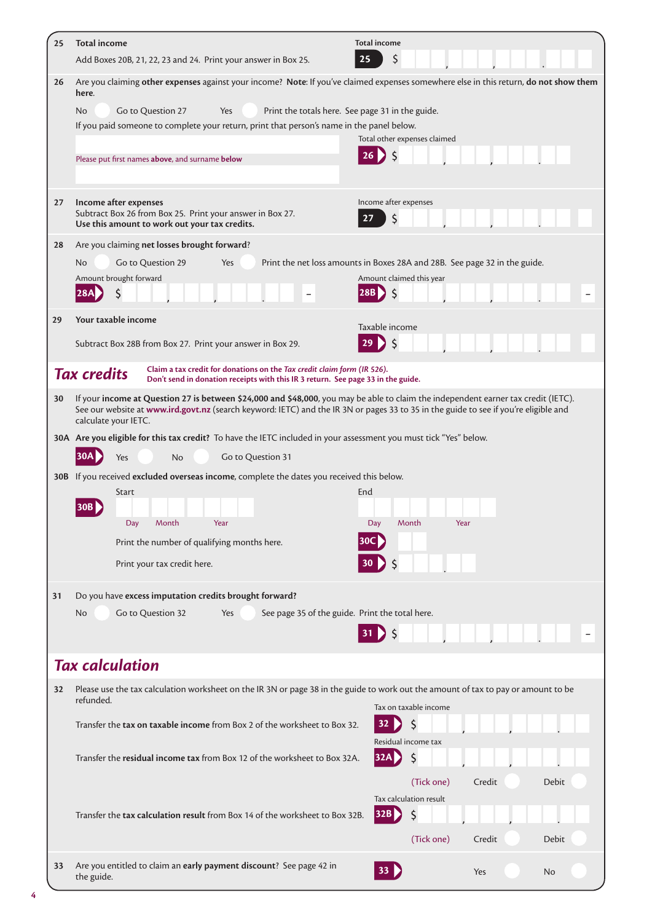**25 Total income**

Add Boxes 20B, 21, 22, 23 and 24. Print your answer in Box 25.

Total income

**25** $ ___,___,___.___

**26** Are you claiming **other expenses** against your income? **Note**: If you've claimed expenses somewhere else in this return, **do not show them here**.

No ○ Go to Question 27 Yes ○ Print the totals here. See page 31 in the guide.

If you paid someone to complete your return, print that person's name in the panel below.

Please put first names **above**, and surname **below**

Total other expenses claimed

**26** $ ___,___,___.___

**27 Income after expenses**

Subtract Box 26 from Box 25. Print your answer in Box 27.
**Use this amount to work out your tax credits.**

Income after expenses

**27** $ ___,___,___.___

**28** Are you claiming **net losses brought forward**?

No ○ Go to Question 29 Yes ○ Print the net loss amounts in Boxes 28A and 28B. See page 32 in the guide.

Amount brought forward

**28A** $ ___,___,___.___ –

Amount claimed this year

**28B** $ ___,___,___.___ –

**29 Your taxable income**

Subtract Box 28B from Box 27. Print your answer in Box 29.

Taxable income

**29** $ ___,___,___.___

## Tax credits

**Claim a tax credit for donations on the *Tax credit claim form (IR 526)*.**
**Don't send in donation receipts with this IR 3 return. See page 33 in the guide.**

**30** If your **income at Question 27 is between $24,000 and $48,000**, you may be able to claim the independent earner tax credit (IETC). See our website at **www.ird.govt.nz** (search keyword: IETC) and the IR 3N or pages 33 to 35 in the guide to see if you're eligible and calculate your IETC.

**30A Are you eligible for this tax credit?** To have the IETC included in your assessment you must tick "Yes" below.

**30A** Yes ○ No ○ Go to Question 31

**30B** If you received **excluded overseas income**, complete the dates you received this below.

**30B** Start: Day / Month / Year End: Day / Month / Year

Print the number of qualifying months here. **30C**

Print your tax credit here. **30** $ ___,___

**31** Do you have **excess imputation credits brought forward?**

No ○ Go to Question 32 Yes ○ See page 35 of the guide. Print the total here.

**31** $ ___,___,___.___ –

## Tax calculation

**32** Please use the tax calculation worksheet on the IR 3N or page 38 in the guide to work out the amount of tax to pay or amount to be refunded.

Transfer the **tax on taxable income** from Box 2 of the worksheet to Box 32.

Tax on taxable income

**32** $ ___,___,___.___

Transfer the **residual income tax** from Box 12 of the worksheet to Box 32A.

Residual income tax

**32A** $ ___,___,___.___

(Tick one) Credit ○ Debit ○

Transfer the **tax calculation result** from Box 14 of the worksheet to Box 32B.

Tax calculation result

**32B** $ ___,___,___.___

(Tick one) Credit ○ Debit ○

**33** Are you entitled to claim an **early payment discount**? See page 42 in the guide.

**33** Yes ○ No ○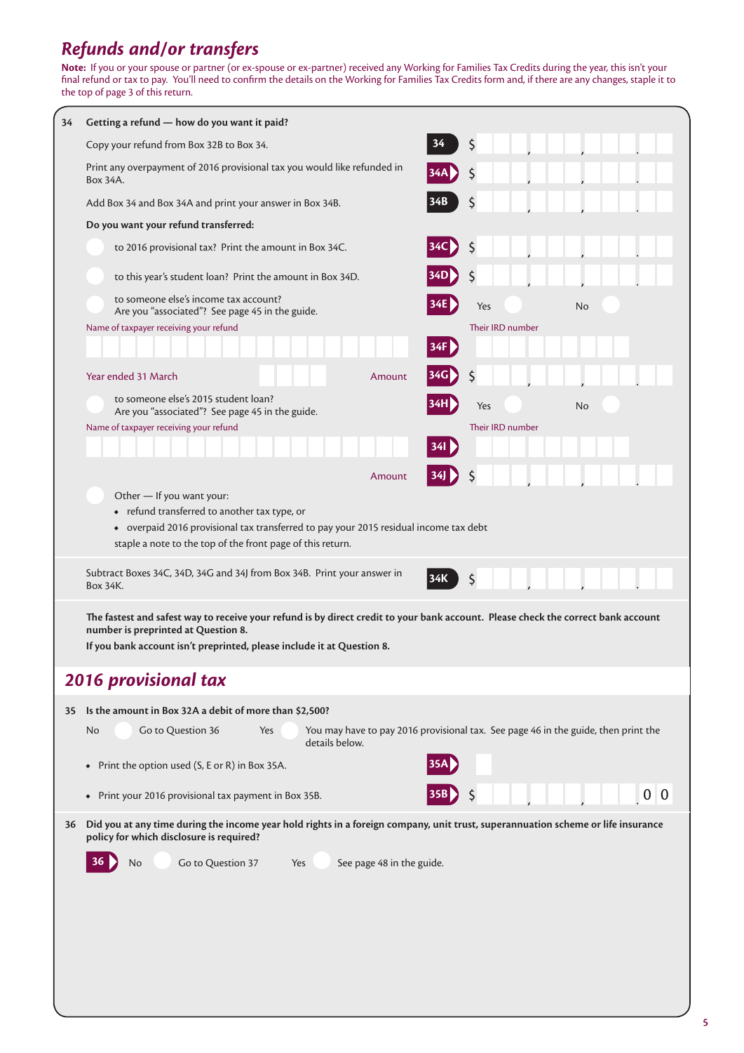## *Refunds and/or transfers*

**Note:** If you or your spouse or partner (or ex-spouse or ex-partner) received any Working for Families Tax Credits during the year, this isn't your final refund or tax to pay. You'll need to confirm the details on the Working for Families Tax Credits form and, if there are any changes, staple it to the top of page 3 of this return.

**34 Getting a refund — how do you want it paid?**

Copy your refund from Box 32B to Box 34. **34** $

Print any overpayment of 2016 provisional tax you would like refunded in Box 34A. **34A** $

Add Box 34 and Box 34A and print your answer in Box 34B. **34B** $

**Do you want your refund transferred:**

- to 2016 provisional tax? Print the amount in Box 34C. **34C** $
- to this year's student loan? Print the amount in Box 34D. **34D** $
- to someone else's income tax account? Are you "associated"? See page 45 in the guide. **34E** Yes / No

  Name of taxpayer receiving your refund

  Their IRD number **34F**

  Year ended 31 March

  Amount **34G** $

- to someone else's 2015 student loan? Are you "associated"? See page 45 in the guide. **34H** Yes / No

  Name of taxpayer receiving your refund

  Their IRD number **34I**

  Amount **34J** $

- Other — If you want your:
  - refund transferred to another tax type, or
  - overpaid 2016 provisional tax transferred to pay your 2015 residual income tax debt

  staple a note to the top of the front page of this return.

Subtract Boxes 34C, 34D, 34G and 34J from Box 34B. Print your answer in Box 34K. **34K** $

**The fastest and safest way to receive your refund is by direct credit to your bank account. Please check the correct bank account number is preprinted at Question 8.**

**If you bank account isn't preprinted, please include it at Question 8.**

## *2016 provisional tax*

**35 Is the amount in Box 32A a debit of more than $2,500?**

No — Go to Question 36

Yes — You may have to pay 2016 provisional tax. See page 46 in the guide, then print the details below.

- Print the option used (S, E or R) in Box 35A. **35A**
- Print your 2016 provisional tax payment in Box 35B. **35B** $ .00

**36 Did you at any time during the income year hold rights in a foreign company, unit trust, superannuation scheme or life insurance policy for which disclosure is required?**

**36** No — Go to Question 37 Yes — See page 48 in the guide.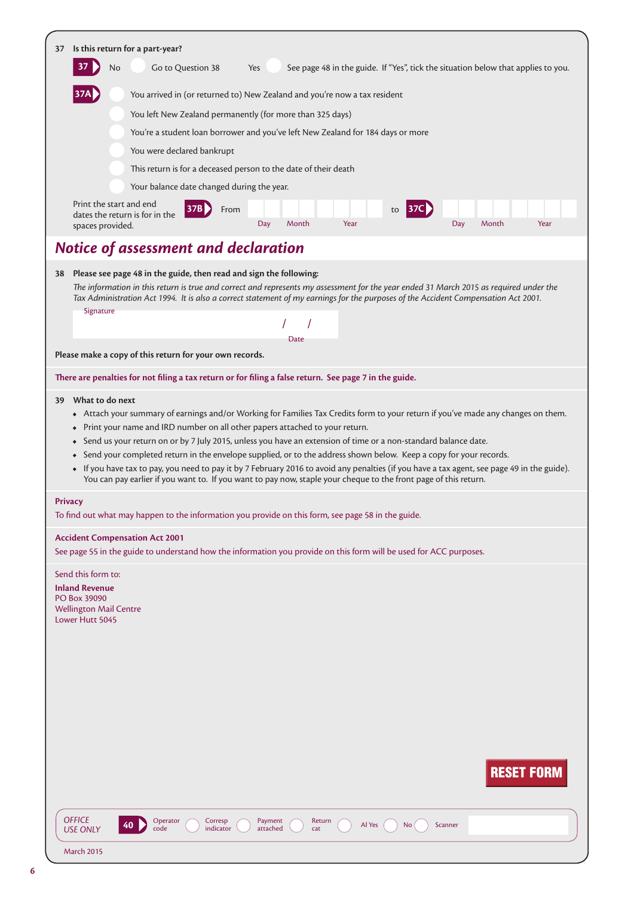**37 Is this return for a part-year?**

**37** No ◯ Go to Question 38 Yes ◯ See page 48 in the guide. If "Yes", tick the situation below that applies to you.

**37A**
- ◯ You arrived in (or returned to) New Zealand and you're now a tax resident
- ◯ You left New Zealand permanently (for more than 325 days)
- ◯ You're a student loan borrower and you've left New Zealand for 184 days or more
- ◯ You were declared bankrupt
- ◯ This return is for a deceased person to the date of their death
- ◯ Your balance date changed during the year.

Print the start and end dates the return is for in the spaces provided. **37B** From Day Month Year to **37C** Day Month Year

## Notice of assessment and declaration

**38 Please see page 48 in the guide, then read and sign the following:**

*The information in this return is true and correct and represents my assessment for the year ended 31 March 2015 as required under the Tax Administration Act 1994. It is also a correct statement of my earnings for the purposes of the Accident Compensation Act 2001.*

Signature

/ /

Date

**Please make a copy of this return for your own records.**

**There are penalties for not filing a tax return or for filing a false return. See page 7 in the guide.**

**39 What to do next**

- Attach your summary of earnings and/or Working for Families Tax Credits form to your return if you've made any changes on them.
- Print your name and IRD number on all other papers attached to your return.
- Send us your return on or by 7 July 2015, unless you have an extension of time or a non-standard balance date.
- Send your completed return in the envelope supplied, or to the address shown below. Keep a copy for your records.
- If you have tax to pay, you need to pay it by 7 February 2016 to avoid any penalties (if you have a tax agent, see page 49 in the guide). You can pay earlier if you want to. If you want to pay now, staple your cheque to the front page of this return.

**Privacy**

To find out what may happen to the information you provide on this form, see page 58 in the guide.

**Accident Compensation Act 2001**

See page 55 in the guide to understand how the information you provide on this form will be used for ACC purposes.

Send this form to:

**Inland Revenue**
PO Box 39090
Wellington Mail Centre
Lower Hutt 5045

RESET FORM

*OFFICE USE ONLY* **40** Operator code ◯ Corresp indicator ◯ Payment attached ◯ Return cat ◯ AI Yes ◯ No ◯ Scanner

March 2015